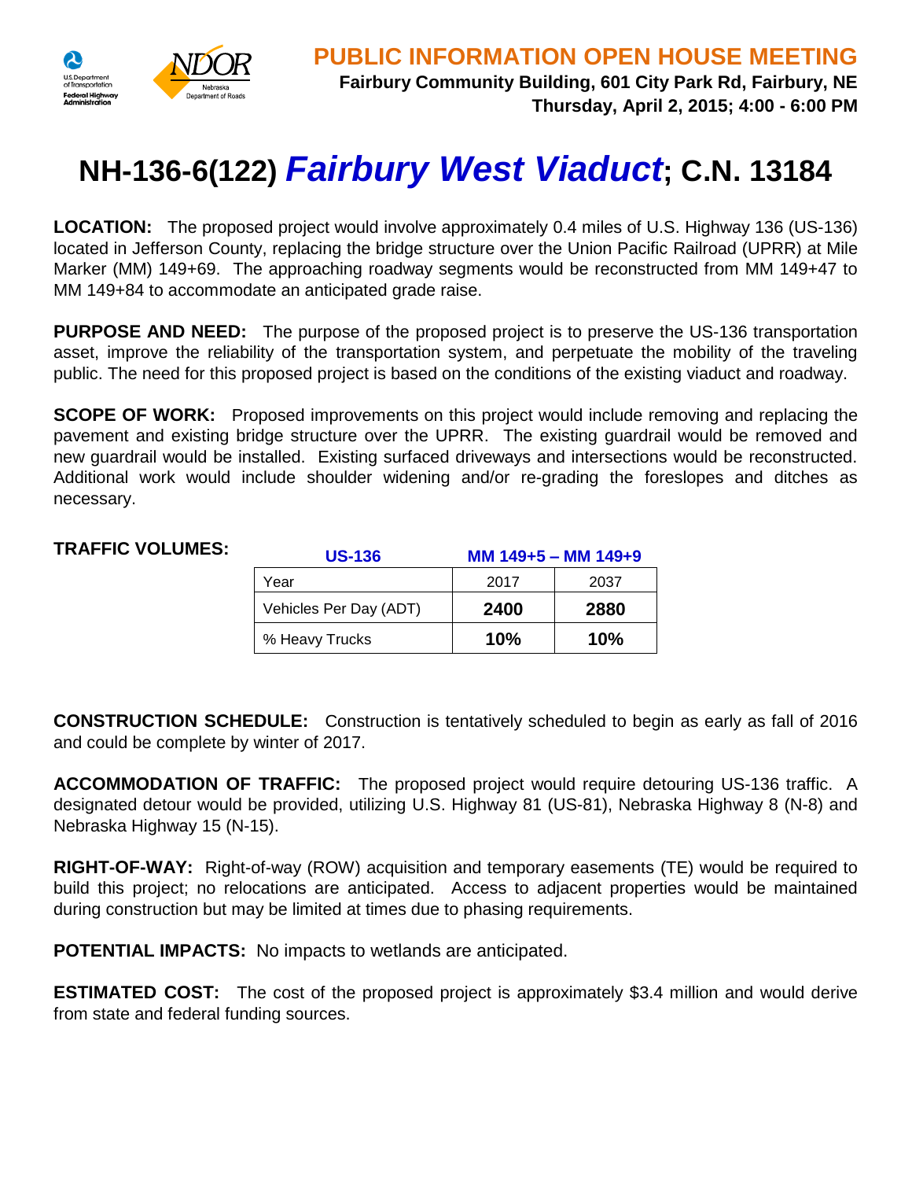## PUBLIC INFORMATION OPEN HOUSE MEETING

**Fairbury Community Building, 601 City Park Rd, Fairbury, NE**
**Thursday, April 2, 2015; 4:00 - 6:00 PM**

# NH-136-6(122) *Fairbury West Viaduct*; C.N. 13184

**LOCATION:** The proposed project would involve approximately 0.4 miles of U.S. Highway 136 (US-136) located in Jefferson County, replacing the bridge structure over the Union Pacific Railroad (UPRR) at Mile Marker (MM) 149+69. The approaching roadway segments would be reconstructed from MM 149+47 to MM 149+84 to accommodate an anticipated grade raise.

**PURPOSE AND NEED:** The purpose of the proposed project is to preserve the US-136 transportation asset, improve the reliability of the transportation system, and perpetuate the mobility of the traveling public. The need for this proposed project is based on the conditions of the existing viaduct and roadway.

**SCOPE OF WORK:** Proposed improvements on this project would include removing and replacing the pavement and existing bridge structure over the UPRR. The existing guardrail would be removed and new guardrail would be installed. Existing surfaced driveways and intersections would be reconstructed. Additional work would include shoulder widening and/or re-grading the foreslopes and ditches as necessary.

**TRAFFIC VOLUMES:**

| US-136 | MM 149+5 – MM 149+9 | |
|---|---|---|
| Year | 2017 | 2037 |
| Vehicles Per Day (ADT) | **2400** | **2880** |
| % Heavy Trucks | **10%** | **10%** |

**CONSTRUCTION SCHEDULE:** Construction is tentatively scheduled to begin as early as fall of 2016 and could be complete by winter of 2017.

**ACCOMMODATION OF TRAFFIC:** The proposed project would require detouring US-136 traffic. A designated detour would be provided, utilizing U.S. Highway 81 (US-81), Nebraska Highway 8 (N-8) and Nebraska Highway 15 (N-15).

**RIGHT-OF-WAY:** Right-of-way (ROW) acquisition and temporary easements (TE) would be required to build this project; no relocations are anticipated. Access to adjacent properties would be maintained during construction but may be limited at times due to phasing requirements.

**POTENTIAL IMPACTS:** No impacts to wetlands are anticipated.

**ESTIMATED COST:** The cost of the proposed project is approximately $3.4 million and would derive from state and federal funding sources.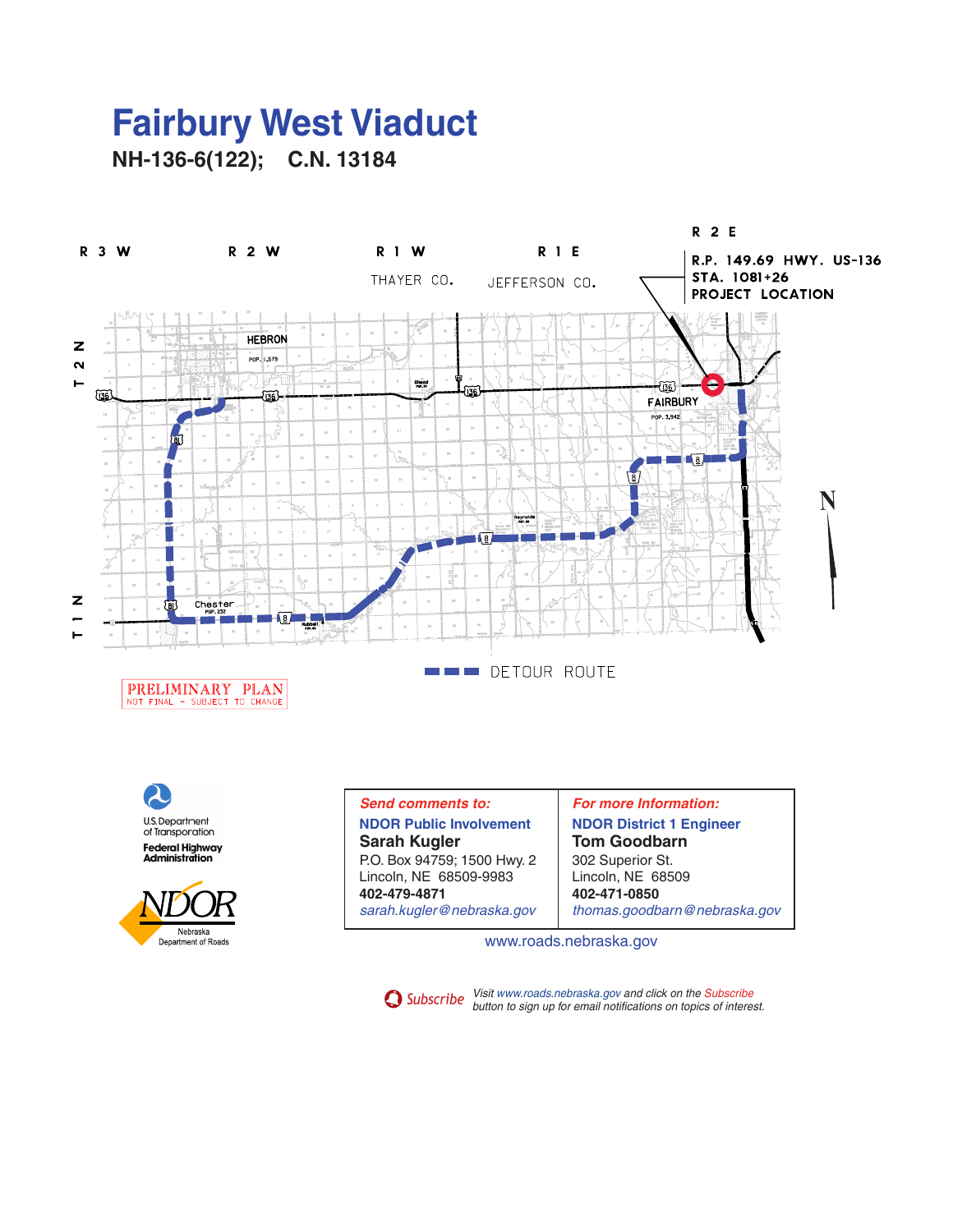# Fairbury West Viaduct

**NH-136-6(122); C.N. 13184**

R 3 W
R 2 W
R 1 W
R 1 E
R 2 E

THAYER CO.
JEFFERSON CO.

R.P. 149.69 HWY. US-136
STA. 1081+26
PROJECT LOCATION

T 2 N
T 1 N

HEBRON
POP. 1,579

FAIRBURY
POP. 3,942

Chester
POP. 232

DETOUR ROUTE

PRELIMINARY PLAN
NOT FINAL - SUBJECT TO CHANGE

N

U.S. Department of Transportation
Federal Highway Administration

NDOR
Nebraska Department of Roads

| *Send comments to:* | *For more Information:* |
|---|---|
| **NDOR Public Involvement** | **NDOR District 1 Engineer** |
| **Sarah Kugler** | **Tom Goodbarn** |
| P.O. Box 94759; 1500 Hwy. 2 | 302 Superior St. |
| Lincoln, NE 68509-9983 | Lincoln, NE 68509 |
| **402-479-4871** | **402-471-0850** |
| *sarah.kugler@nebraska.gov* | *thomas.goodbarn@nebraska.gov* |

www.roads.nebraska.gov

Subscribe *Visit www.roads.nebraska.gov and click on the Subscribe button to sign up for email notifications on topics of interest.*